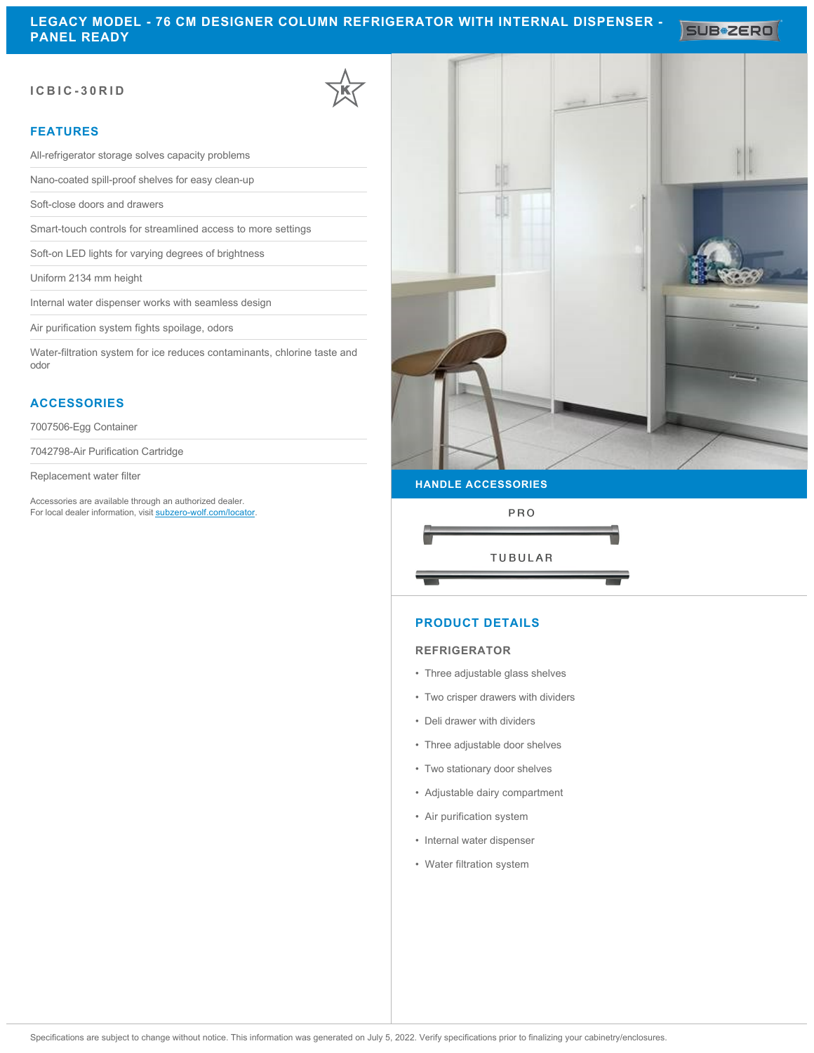# LEGACY MODEL - 76 CM DESIGNER COLUMN REFRIGERATOR WITH INTERNAL DISPENSER - PANEL READY

SUB-ZERO

**ICBIC-30RID**

## FEATURES

All-refrigerator storage solves capacity problems

Nano-coated spill-proof shelves for easy clean-up

Soft-close doors and drawers

Smart-touch controls for streamlined access to more settings

Soft-on LED lights for varying degrees of brightness

Uniform 2134 mm height

Internal water dispenser works with seamless design

Air purification system fights spoilage, odors

Water-filtration system for ice reduces contaminants, chlorine taste and odor

## ACCESSORIES

7007506-Egg Container

7042798-Air Purification Cartridge

Replacement water filter

Accessories are available through an authorized dealer.
For local dealer information, visit subzero-wolf.com/locator.

## HANDLE ACCESSORIES

PRO

TUBULAR

## PRODUCT DETAILS

### REFRIGERATOR

- Three adjustable glass shelves
- Two crisper drawers with dividers
- Deli drawer with dividers
- Three adjustable door shelves
- Two stationary door shelves
- Adjustable dairy compartment
- Air purification system
- Internal water dispenser
- Water filtration system

Specifications are subject to change without notice. This information was generated on July 5, 2022. Verify specifications prior to finalizing your cabinetry/enclosures.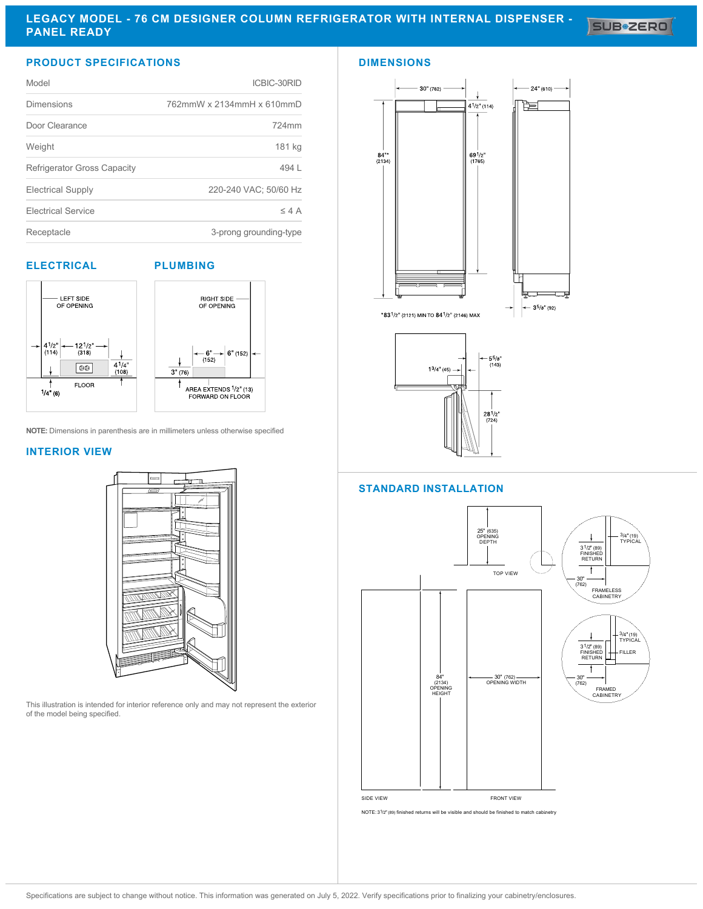# LEGACY MODEL - 76 CM DESIGNER COLUMN REFRIGERATOR WITH INTERNAL DISPENSER - PANEL READY

SUB-ZERO

## PRODUCT SPECIFICATIONS

| | |
|---|---|
| Model | ICBIC-30RID |
| Dimensions | 762mmW x 2134mmH x 610mmD |
| Door Clearance | 724mm |
| Weight | 181 kg |
| Refrigerator Gross Capacity | 494 L |
| Electrical Supply | 220-240 VAC; 50/60 Hz |
| Electrical Service | ≤ 4 A |
| Receptacle | 3-prong grounding-type |

## ELECTRICAL

LEFT SIDE OF OPENING

4 1/2" (114)

12 1/2" (318)

4 1/4" (108)

FLOOR

1/4" (6)

## PLUMBING

RIGHT SIDE OF OPENING

6" (152)

6" (152)

3" (76)

AREA EXTENDS 1/2" (13) FORWARD ON FLOOR

**NOTE:** Dimensions in parenthesis are in millimeters unless otherwise specified

## INTERIOR VIEW

This illustration is intended for interior reference only and may not represent the exterior of the model being specified.

## DIMENSIONS

30" (762)

24" (610)

4 1/2" (114)

84"* (2134)

69 1/2" (1765)

3 5/8" (92)

*83 1/2" (2121) MIN TO 84 1/2" (2146) MAX

1 3/4" (45)

5 5/8" (143)

28 1/2" (724)

## STANDARD INSTALLATION

25" (635) OPENING DEPTH

TOP VIEW

3/4" (19) TYPICAL

3 1/2" (89) FINISHED RETURN

30" (762)

FRAMELESS CABINETRY

3/4" (19) TYPICAL

3 1/2" (89) FINISHED RETURN

FILLER

30" (762)

FRAMED CABINETRY

84" (2134) OPENING HEIGHT

30" (762) OPENING WIDTH

SIDE VIEW

FRONT VIEW

NOTE: 3 1/2" (89) finished returns will be visible and should be finished to match cabinetry

Specifications are subject to change without notice. This information was generated on July 5, 2022. Verify specifications prior to finalizing your cabinetry/enclosures.